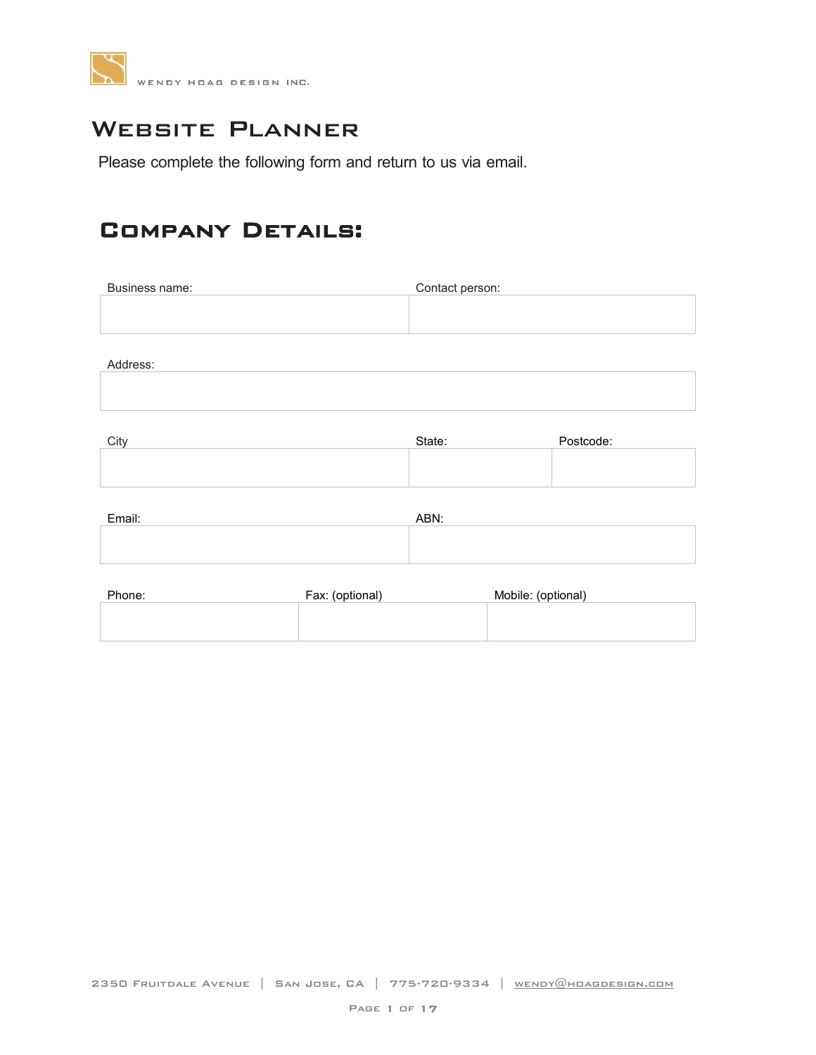WENDY HOAG DESIGN INC.

# Website Planner

Please complete the following form and return to us via email.

## Company Details:

| Business name: | Contact person: |
| --- | --- |
| | |

| Address: |
| --- |
| |

| City | State: | Postcode: |
| --- | --- | --- |
| | | |

| Email: | ABN: |
| --- | --- |
| | |

| Phone: | Fax: (optional) | Mobile: (optional) |
| --- | --- | --- |
| | | |

2350 Fruitdale Avenue | San Jose, CA | 775-720-9334 | wendy@hoagdesign.com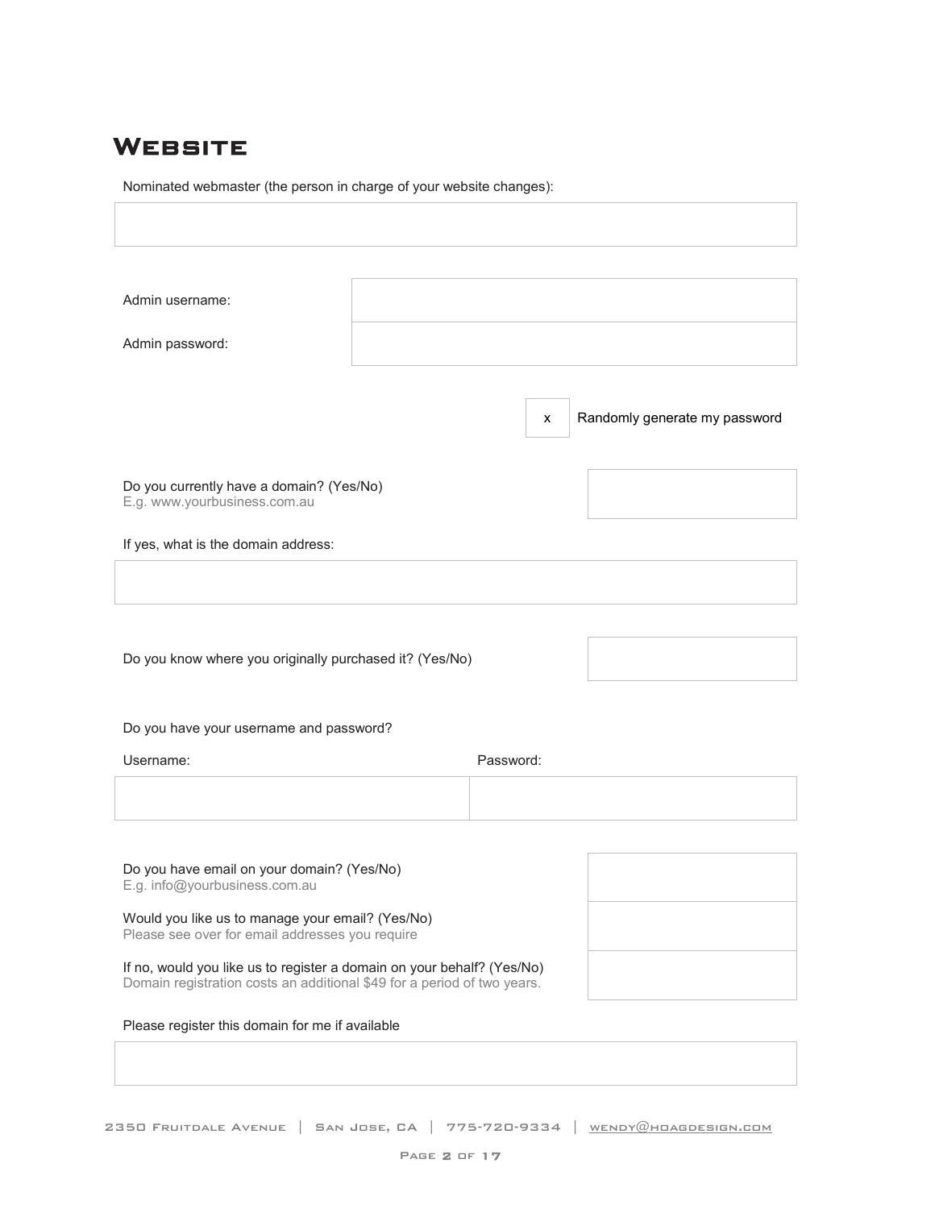# Website

Nominated webmaster (the person in charge of your website changes):

| |
|---|
| |

| | |
|---|---|
| Admin username: | |
| Admin password: | |

[x] Randomly generate my password

Do you currently have a domain? (Yes/No)
E.g. www.yourbusiness.com.au

If yes, what is the domain address:

| |
|---|
| |

Do you know where you originally purchased it? (Yes/No)

Do you have your username and password?

| Username: | Password: |
|---|---|
| | |

Do you have email on your domain? (Yes/No)
E.g. info@yourbusiness.com.au

Would you like us to manage your email? (Yes/No)
Please see over for email addresses you require

If no, would you like us to register a domain on your behalf? (Yes/No)
Domain registration costs an additional $49 for a period of two years.

Please register this domain for me if available

| |
|---|
| |

2350 Fruitdale Avenue | San Jose, CA | 775-720-9334 | wendy@hoagdesign.com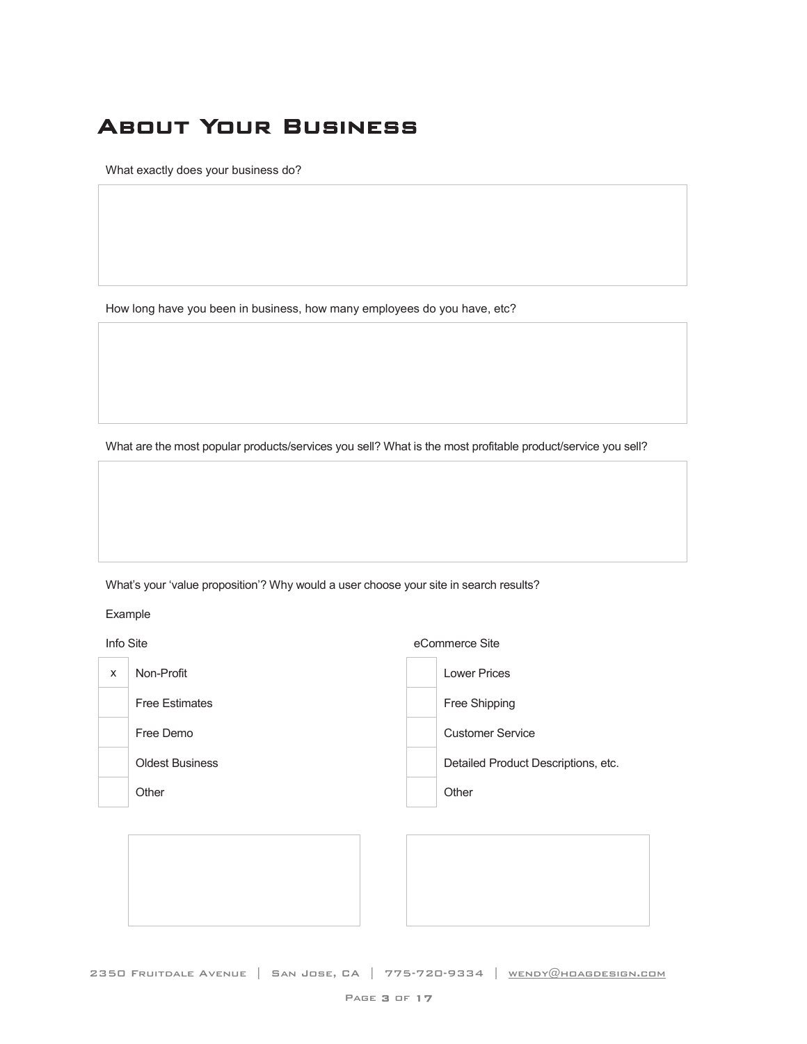# About Your Business

What exactly does your business do?

How long have you been in business, how many employees do you have, etc?

What are the most popular products/services you sell? What is the most profitable product/service you sell?

What's your 'value proposition'? Why would a user choose your site in search results?

Example

| Info Site | | eCommerce Site | |
|---|---|---|---|
| x | Non-Profit | | Lower Prices |
| | Free Estimates | | Free Shipping |
| | Free Demo | | Customer Service |
| | Oldest Business | | Detailed Product Descriptions, etc. |
| | Other | | Other |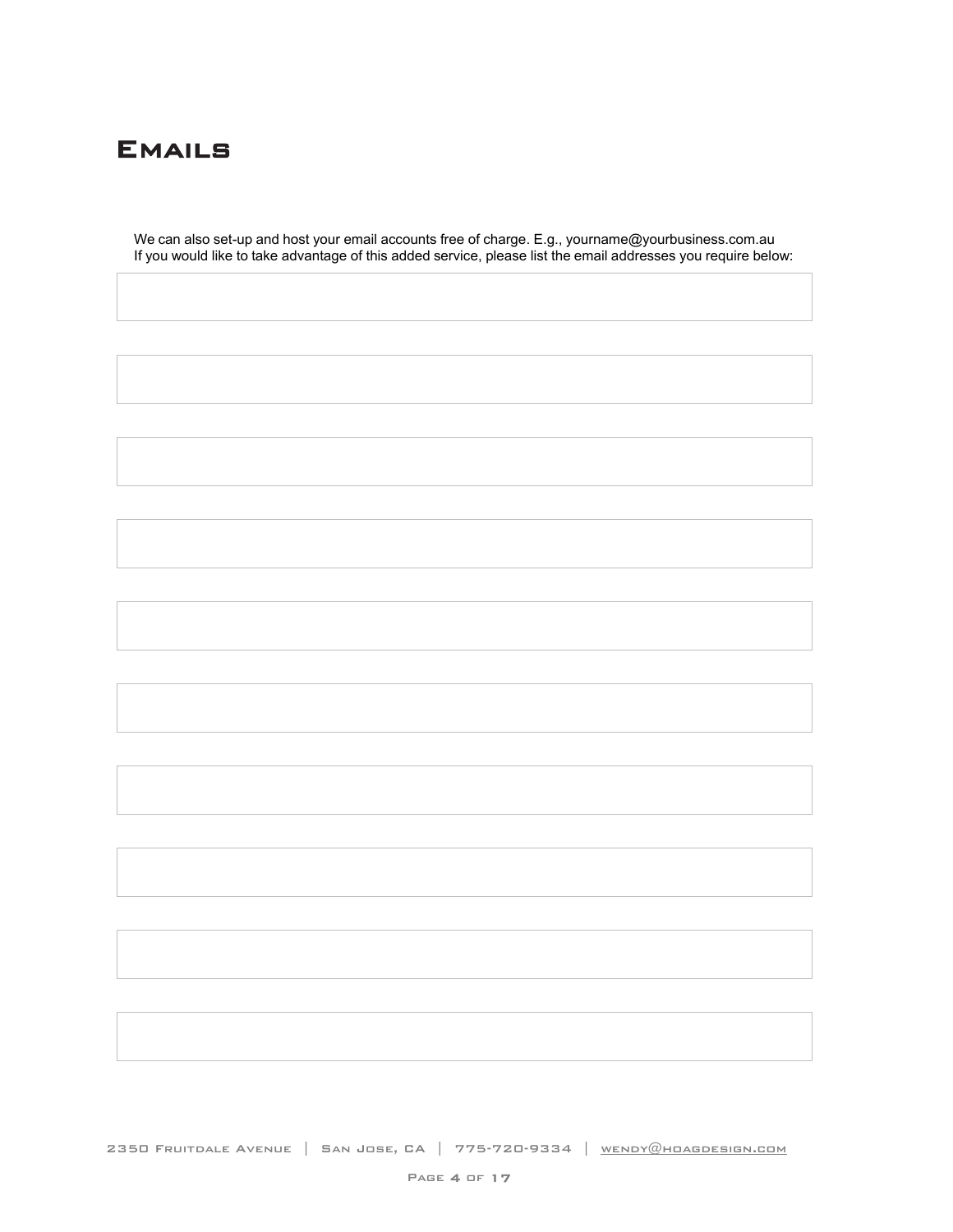# Emails

We can also set-up and host your email accounts free of charge. E.g., yourname@yourbusiness.com.au
If you would like to take advantage of this added service, please list the email addresses you require below: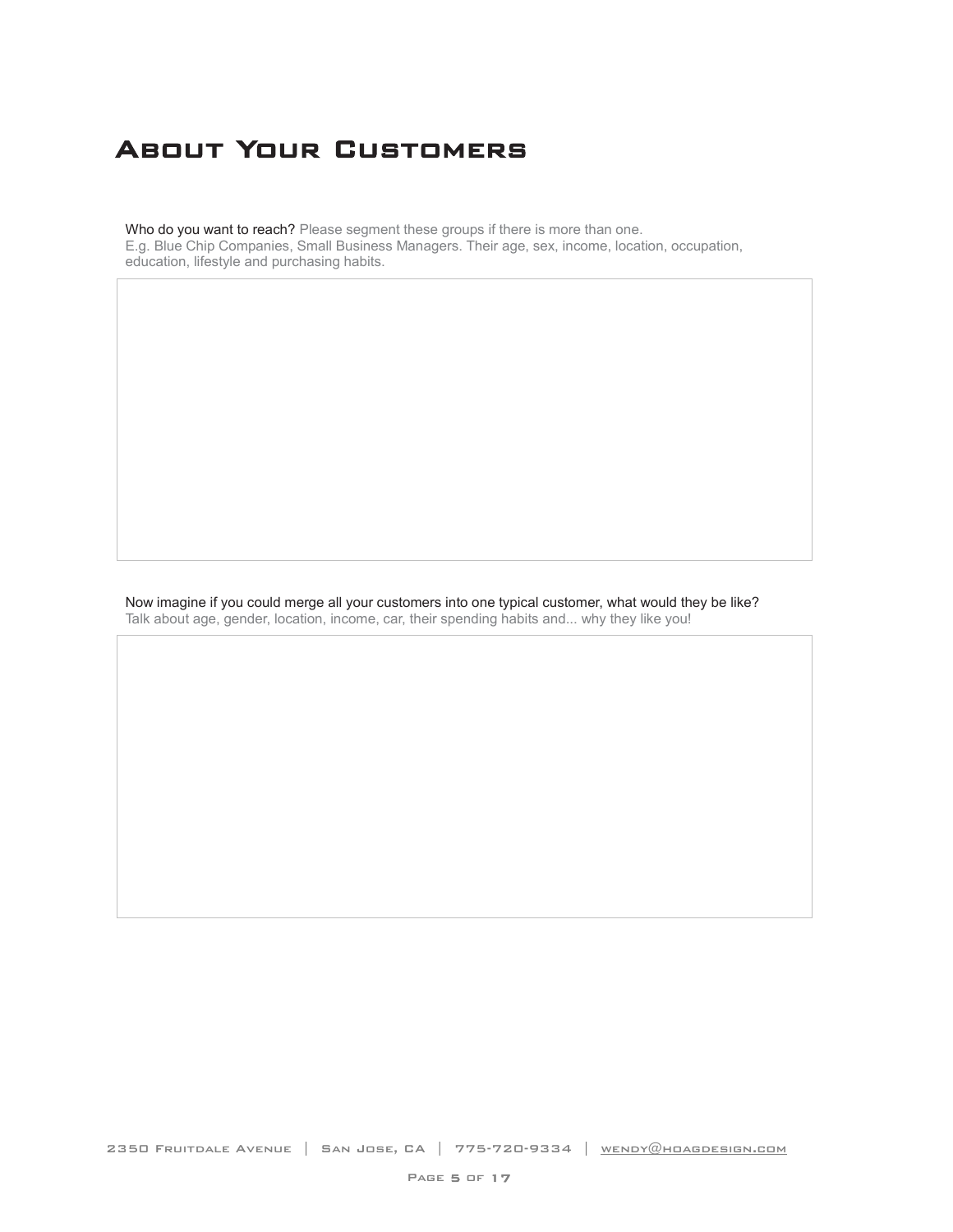# About Your Customers

Who do you want to reach? Please segment these groups if there is more than one.
E.g. Blue Chip Companies, Small Business Managers. Their age, sex, income, location, occupation, education, lifestyle and purchasing habits.

Now imagine if you could merge all your customers into one typical customer, what would they be like?
Talk about age, gender, location, income, car, their spending habits and... why they like you!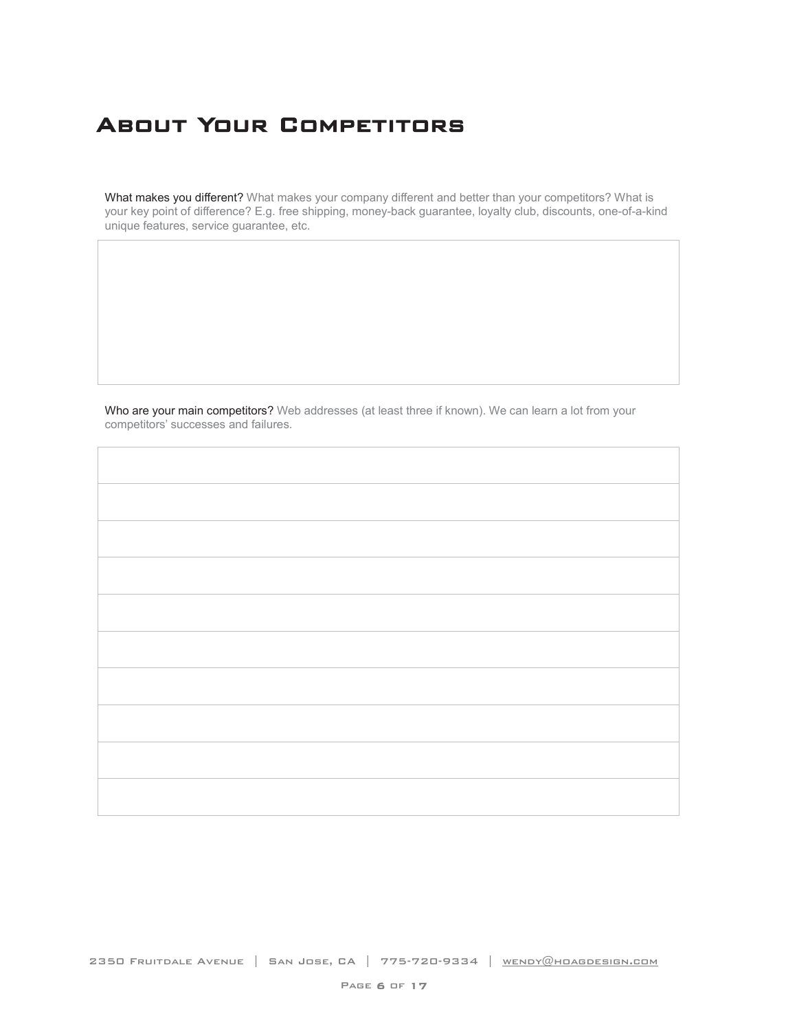# About Your Competitors

What makes you different? What makes your company different and better than your competitors? What is your key point of difference? E.g. free shipping, money-back guarantee, loyalty club, discounts, one-of-a-kind unique features, service guarantee, etc.

Who are your main competitors? Web addresses (at least three if known). We can learn a lot from your competitors' successes and failures.

|  |
|---|
|  |
|  |
|  |
|  |
|  |
|  |
|  |
|  |
|  |

2350 Fruitdale Avenue | San Jose, CA | 775-720-9334 | wendy@hoagdesign.com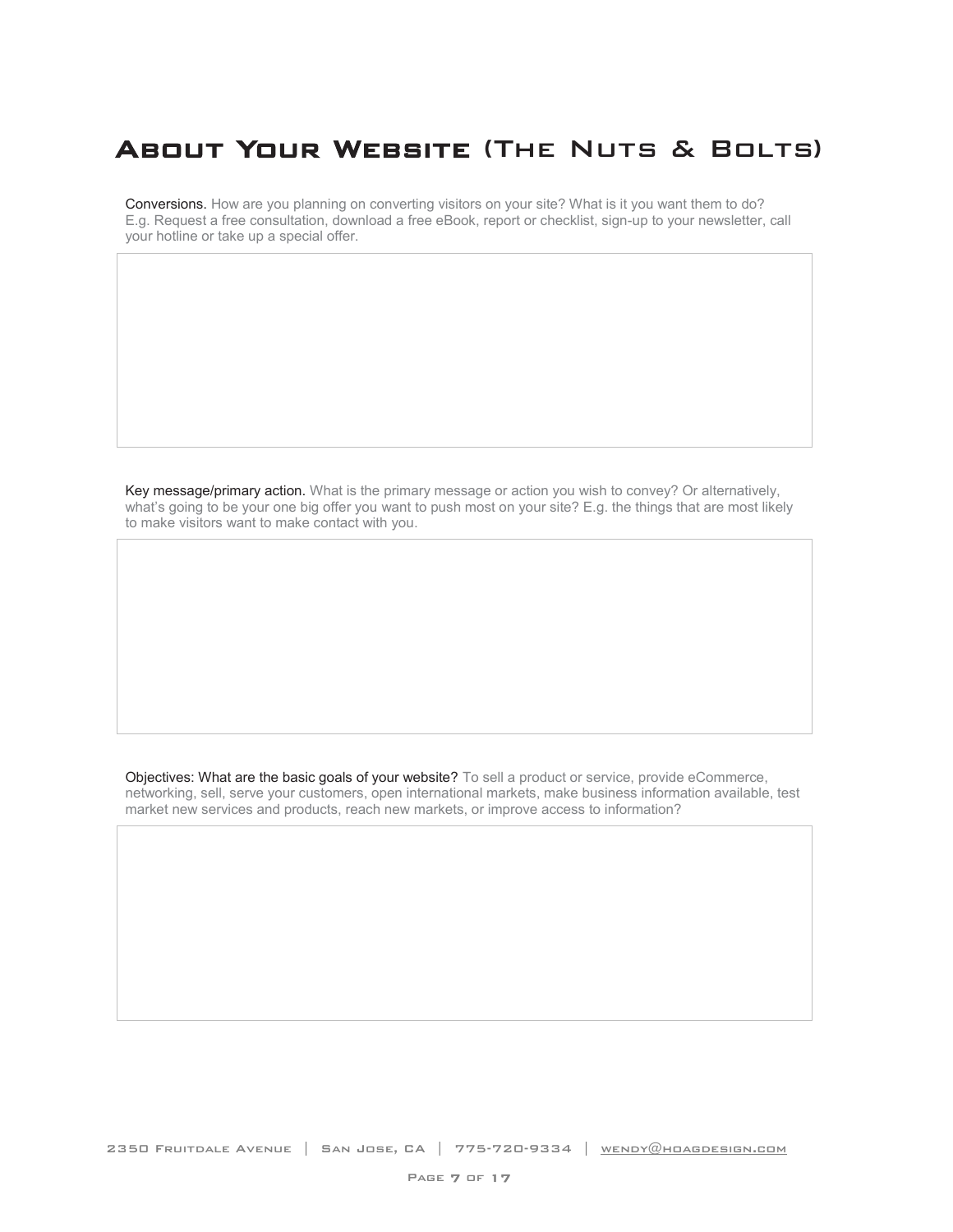# About Your Website (The Nuts & Bolts)

Conversions. How are you planning on converting visitors on your site? What is it you want them to do? E.g. Request a free consultation, download a free eBook, report or checklist, sign-up to your newsletter, call your hotline or take up a special offer.

Key message/primary action. What is the primary message or action you wish to convey? Or alternatively, what's going to be your one big offer you want to push most on your site? E.g. the things that are most likely to make visitors want to make contact with you.

Objectives: What are the basic goals of your website? To sell a product or service, provide eCommerce, networking, sell, serve your customers, open international markets, make business information available, test market new services and products, reach new markets, or improve access to information?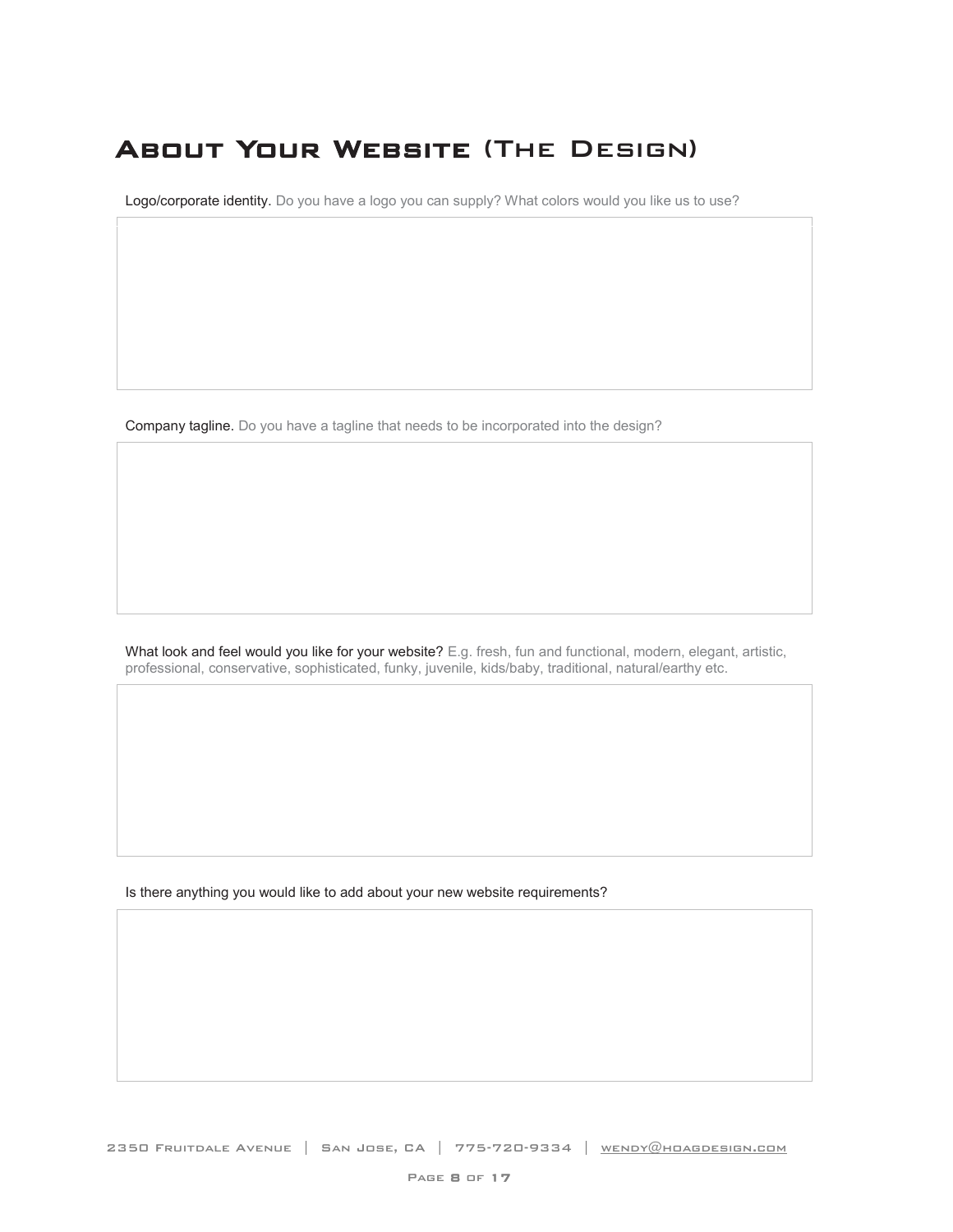# About Your Website (The Design)

Logo/corporate identity. Do you have a logo you can supply? What colors would you like us to use?

Company tagline. Do you have a tagline that needs to be incorporated into the design?

What look and feel would you like for your website? E.g. fresh, fun and functional, modern, elegant, artistic, professional, conservative, sophisticated, funky, juvenile, kids/baby, traditional, natural/earthy etc.

Is there anything you would like to add about your new website requirements?

2350 Fruitdale Avenue | San Jose, CA | 775-720-9334 | wendy@hoagdesign.com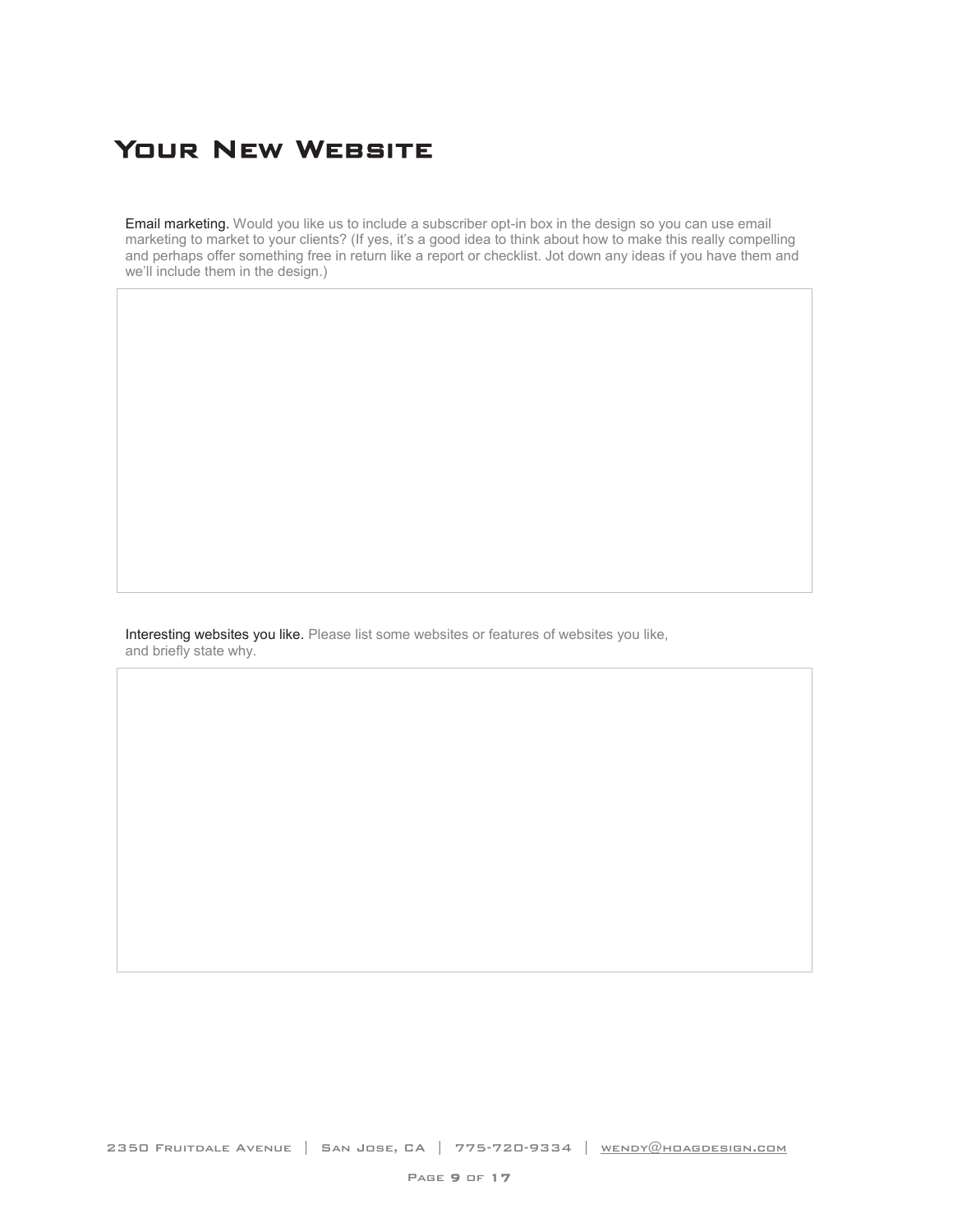# Your New Website

**Email marketing.** Would you like us to include a subscriber opt-in box in the design so you can use email marketing to market to your clients? (If yes, it's a good idea to think about how to make this really compelling and perhaps offer something free in return like a report or checklist. Jot down any ideas if you have them and we'll include them in the design.)

**Interesting websites you like.** Please list some websites or features of websites you like, and briefly state why.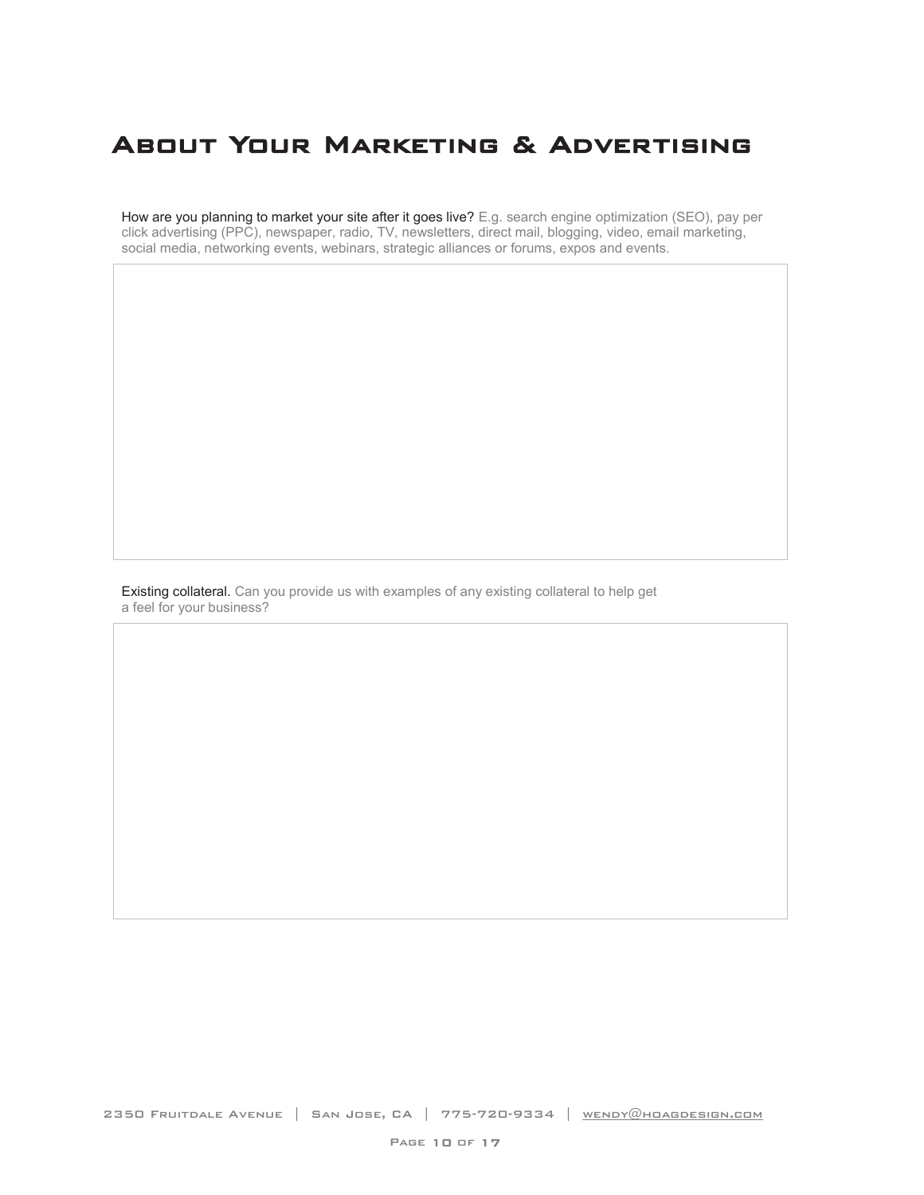# About Your Marketing & Advertising

How are you planning to market your site after it goes live? E.g. search engine optimization (SEO), pay per click advertising (PPC), newspaper, radio, TV, newsletters, direct mail, blogging, video, email marketing, social media, networking events, webinars, strategic alliances or forums, expos and events.

Existing collateral. Can you provide us with examples of any existing collateral to help get a feel for your business?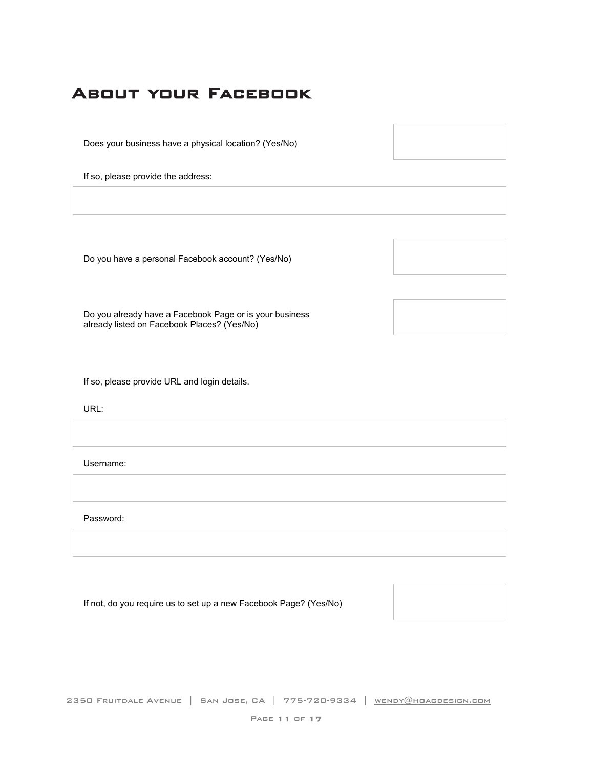# About your Facebook

Does your business have a physical location? (Yes/No)

If so, please provide the address:

Do you have a personal Facebook account? (Yes/No)

Do you already have a Facebook Page or is your business already listed on Facebook Places? (Yes/No)

If so, please provide URL and login details.

URL:

Username:

Password:

If not, do you require us to set up a new Facebook Page? (Yes/No)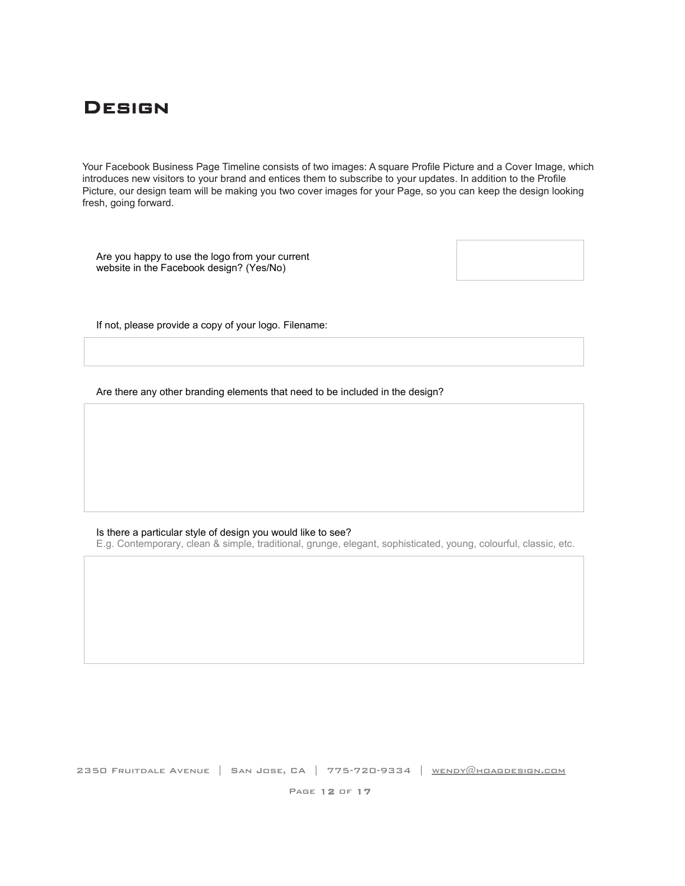# Design

Your Facebook Business Page Timeline consists of two images: A square Profile Picture and a Cover Image, which introduces new visitors to your brand and entices them to subscribe to your updates. In addition to the Profile Picture, our design team will be making you two cover images for your Page, so you can keep the design looking fresh, going forward.

Are you happy to use the logo from your current website in the Facebook design? (Yes/No)

If not, please provide a copy of your logo. Filename:

Are there any other branding elements that need to be included in the design?

Is there a particular style of design you would like to see?

E.g. Contemporary, clean & simple, traditional, grunge, elegant, sophisticated, young, colourful, classic, etc.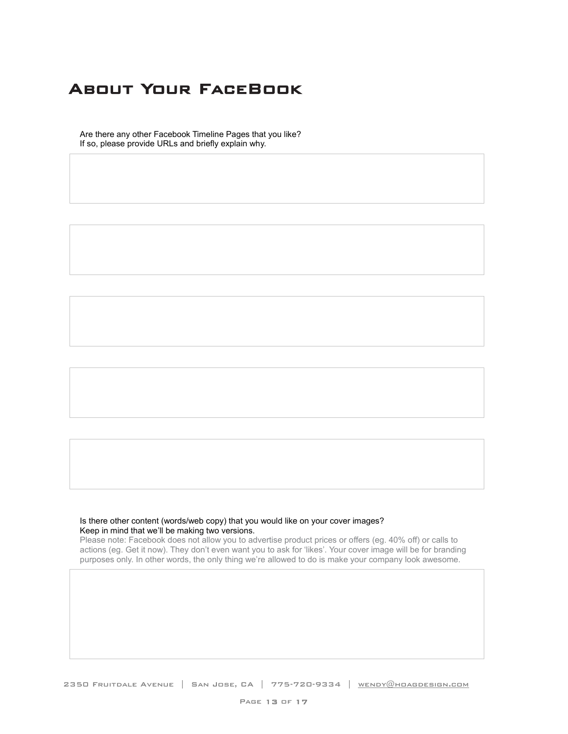# About Your FaceBook

Are there any other Facebook Timeline Pages that you like?
If so, please provide URLs and briefly explain why.

Is there other content (words/web copy) that you would like on your cover images?
Keep in mind that we'll be making two versions.

Please note: Facebook does not allow you to advertise product prices or offers (eg. 40% off) or calls to actions (eg. Get it now). They don't even want you to ask for 'likes'. Your cover image will be for branding purposes only. In other words, the only thing we're allowed to do is make your company look awesome.

2350 Fruitdale Avenue | San Jose, CA | 775-720-9334 | wendy@hoagdesign.com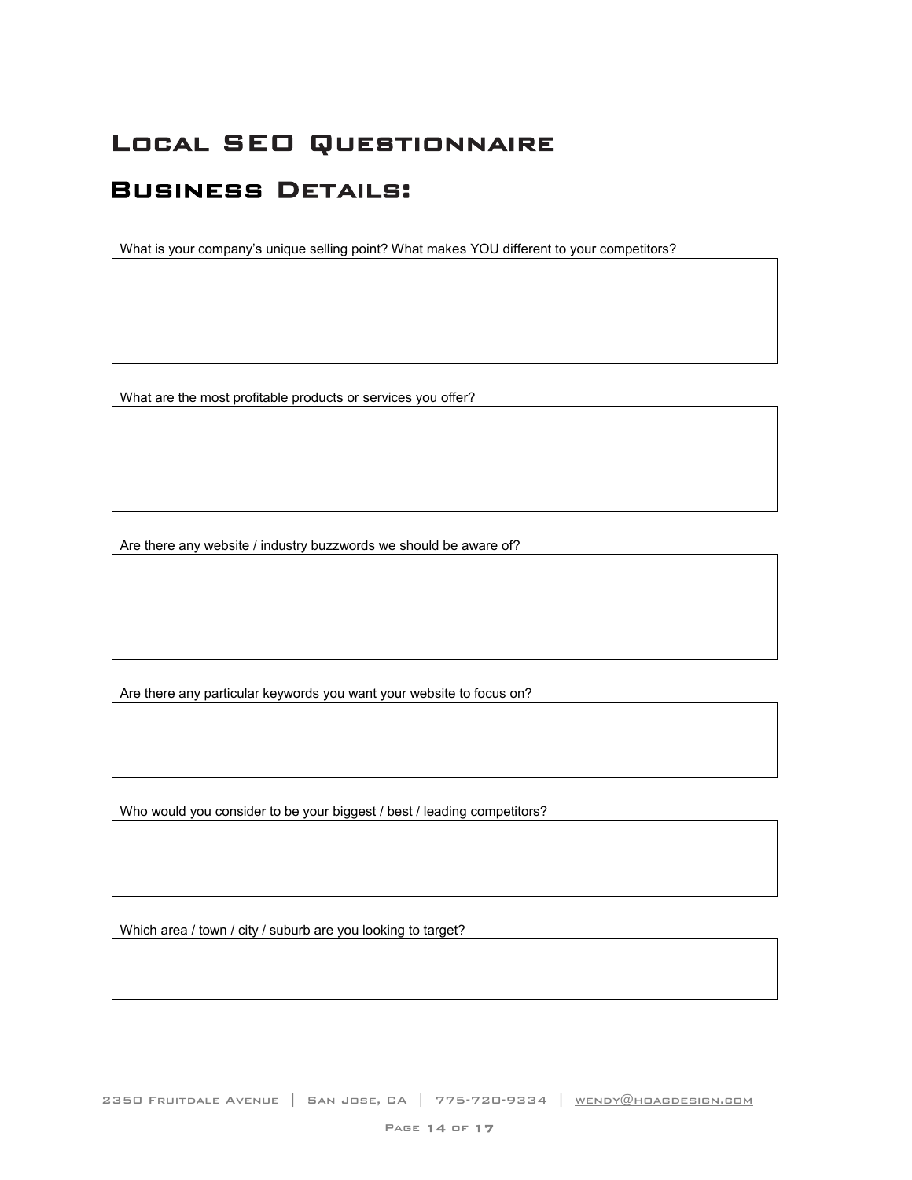# Local SEO Questionnaire

## Business Details:

What is your company's unique selling point? What makes YOU different to your competitors?

What are the most profitable products or services you offer?

Are there any website / industry buzzwords we should be aware of?

Are there any particular keywords you want your website to focus on?

Who would you consider to be your biggest / best / leading competitors?

Which area / town / city / suburb are you looking to target?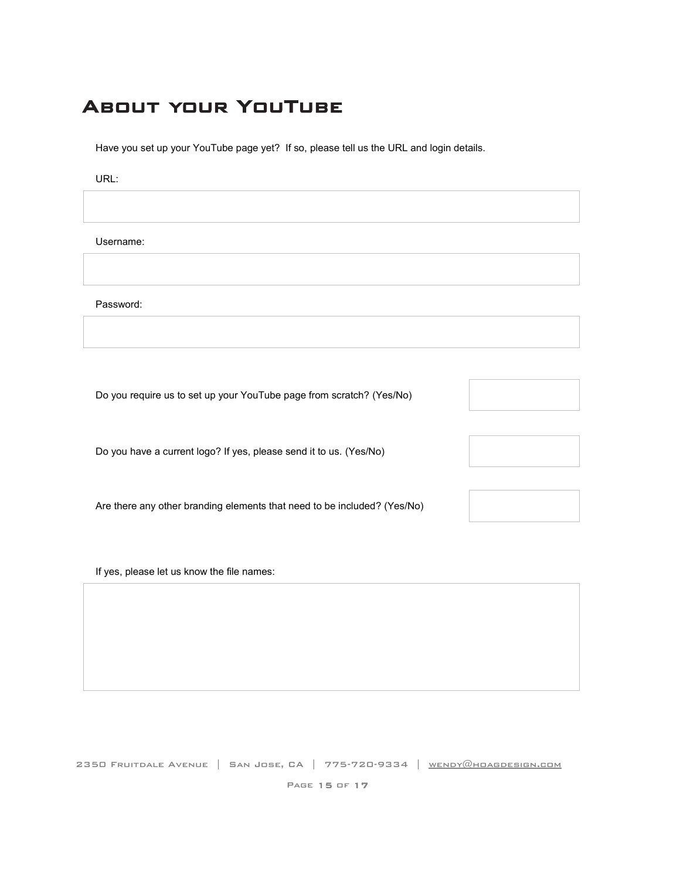# About your YouTube

Have you set up your YouTube page yet? If so, please tell us the URL and login details.

URL:

Username:

Password:

Do you require us to set up your YouTube page from scratch? (Yes/No)

Do you have a current logo? If yes, please send it to us. (Yes/No)

Are there any other branding elements that need to be included? (Yes/No)

If yes, please let us know the file names:

2350 Fruitdale Avenue | San Jose, CA | 775-720-9334 | wendy@hoagdesign.com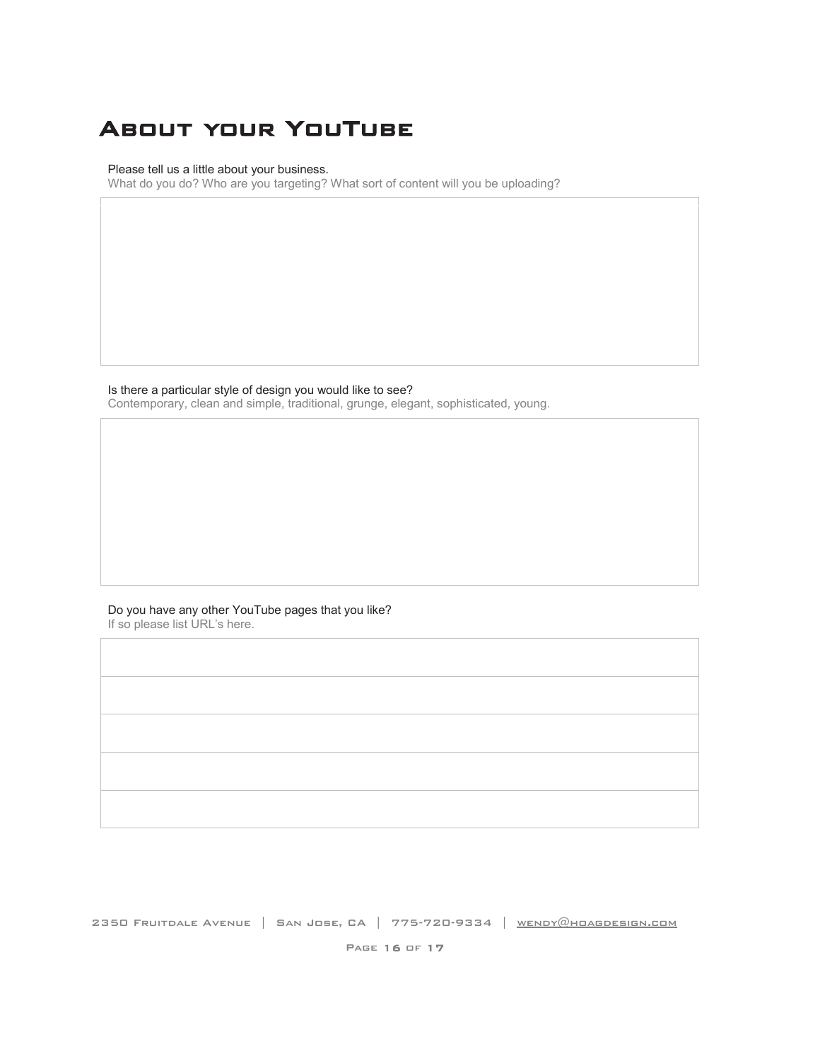# About your YouTube

Please tell us a little about your business.
What do you do? Who are you targeting? What sort of content will you be uploading?

Is there a particular style of design you would like to see?
Contemporary, clean and simple, traditional, grunge, elegant, sophisticated, young.

Do you have any other YouTube pages that you like?
If so please list URL's here.

2350 Fruitdale Avenue | San Jose, CA | 775-720-9334 | wendy@hoagdesign.com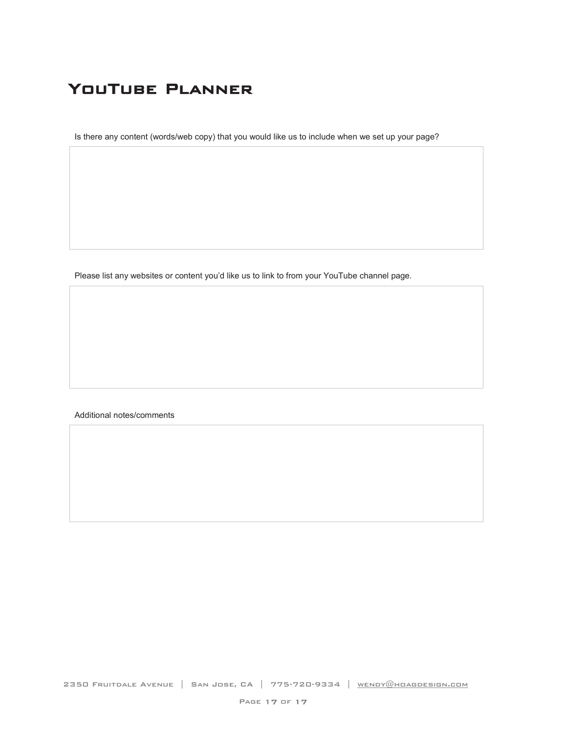# YouTube Planner

Is there any content (words/web copy) that you would like us to include when we set up your page?

Please list any websites or content you'd like us to link to from your YouTube channel page.

Additional notes/comments